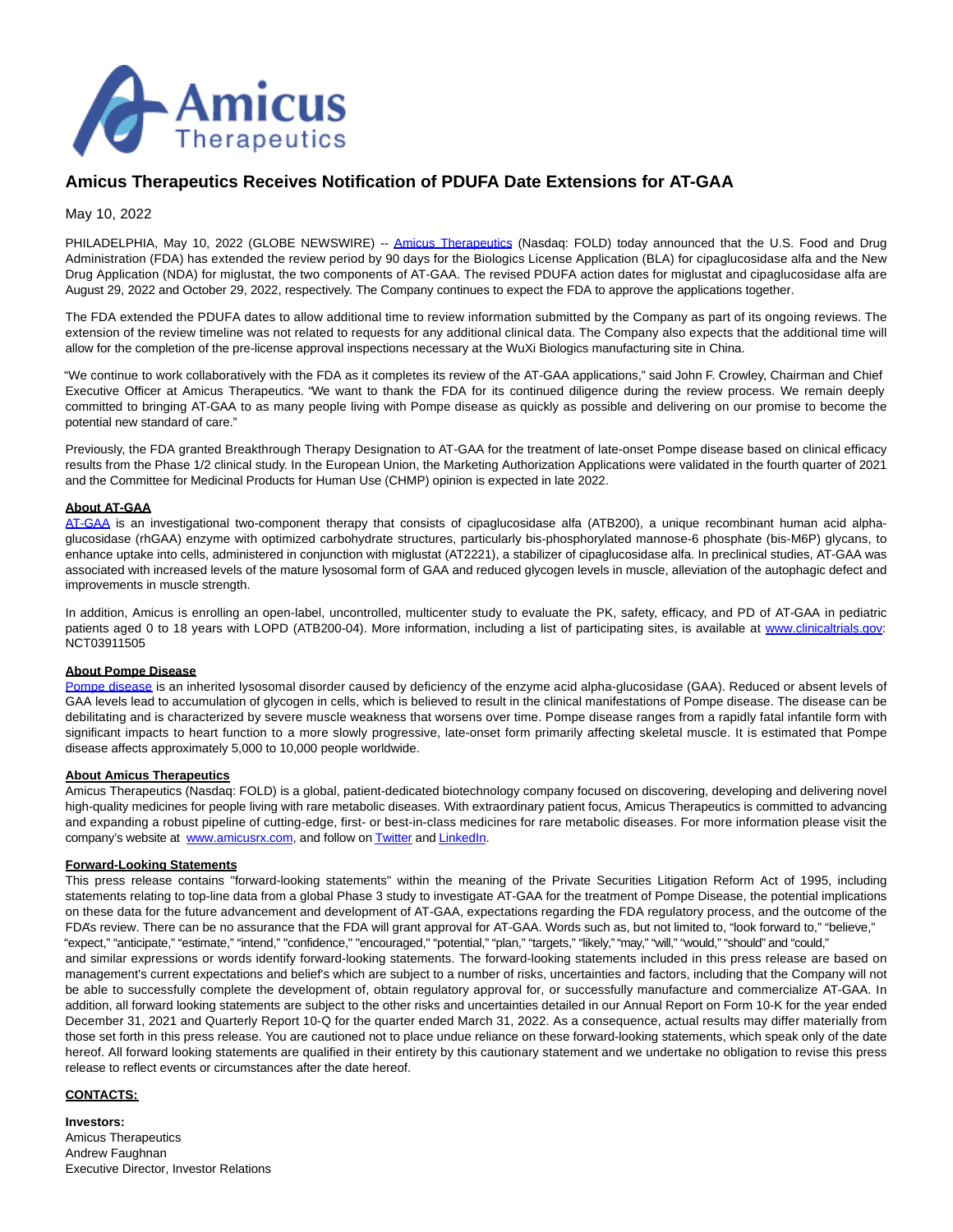# Amicus Therapeutics Receives Notification of PDUFA Date Extensions for AT-GAA

May 10, 2022

PHILADELPHIA, May 10, 2022 (GLOBE NEWSWIRE) -- Amicus Therapeutics (Nasdaq: FOLD) today announced that the U.S. Food and Drug Administration (FDA) has extended the review period by 90 days for the Biologics License Application (BLA) for cipaglucosidase alfa and the New Drug Application (NDA) for miglustat, the two components of AT-GAA. The revised PDUFA action dates for miglustat and cipaglucosidase alfa are August 29, 2022 and October 29, 2022, respectively. The Company continues to expect the FDA to approve the applications together.

The FDA extended the PDUFA dates to allow additional time to review information submitted by the Company as part of its ongoing reviews. The extension of the review timeline was not related to requests for any additional clinical data. The Company also expects that the additional time will allow for the completion of the pre-license approval inspections necessary at the WuXi Biologics manufacturing site in China.

"We continue to work collaboratively with the FDA as it completes its review of the AT-GAA applications," said John F. Crowley, Chairman and Chief Executive Officer at Amicus Therapeutics. "We want to thank the FDA for its continued diligence during the review process. We remain deeply committed to bringing AT-GAA to as many people living with Pompe disease as quickly as possible and delivering on our promise to become the potential new standard of care."

Previously, the FDA granted Breakthrough Therapy Designation to AT-GAA for the treatment of late-onset Pompe disease based on clinical efficacy results from the Phase 1/2 clinical study. In the European Union, the Marketing Authorization Applications were validated in the fourth quarter of 2021 and the Committee for Medicinal Products for Human Use (CHMP) opinion is expected in late 2022.

**About AT-GAA**

AT-GAA is an investigational two-component therapy that consists of cipaglucosidase alfa (ATB200), a unique recombinant human acid alpha-glucosidase (rhGAA) enzyme with optimized carbohydrate structures, particularly bis-phosphorylated mannose-6 phosphate (bis-M6P) glycans, to enhance uptake into cells, administered in conjunction with miglustat (AT2221), a stabilizer of cipaglucosidase alfa. In preclinical studies, AT-GAA was associated with increased levels of the mature lysosomal form of GAA and reduced glycogen levels in muscle, alleviation of the autophagic defect and improvements in muscle strength.

In addition, Amicus is enrolling an open-label, uncontrolled, multicenter study to evaluate the PK, safety, efficacy, and PD of AT-GAA in pediatric patients aged 0 to 18 years with LOPD (ATB200-04). More information, including a list of participating sites, is available at www.clinicaltrials.gov: NCT03911505

**About Pompe Disease**

Pompe disease is an inherited lysosomal disorder caused by deficiency of the enzyme acid alpha-glucosidase (GAA). Reduced or absent levels of GAA levels lead to accumulation of glycogen in cells, which is believed to result in the clinical manifestations of Pompe disease. The disease can be debilitating and is characterized by severe muscle weakness that worsens over time. Pompe disease ranges from a rapidly fatal infantile form with significant impacts to heart function to a more slowly progressive, late-onset form primarily affecting skeletal muscle. It is estimated that Pompe disease affects approximately 5,000 to 10,000 people worldwide.

**About Amicus Therapeutics**

Amicus Therapeutics (Nasdaq: FOLD) is a global, patient-dedicated biotechnology company focused on discovering, developing and delivering novel high-quality medicines for people living with rare metabolic diseases. With extraordinary patient focus, Amicus Therapeutics is committed to advancing and expanding a robust pipeline of cutting-edge, first- or best-in-class medicines for rare metabolic diseases. For more information please visit the company's website at www.amicusrx.com, and follow on Twitter and LinkedIn.

**Forward-Looking Statements**

This press release contains "forward-looking statements" within the meaning of the Private Securities Litigation Reform Act of 1995, including statements relating to top-line data from a global Phase 3 study to investigate AT-GAA for the treatment of Pompe Disease, the potential implications on these data for the future advancement and development of AT-GAA, expectations regarding the FDA regulatory process, and the outcome of the FDA's review. There can be no assurance that the FDA will grant approval for AT-GAA. Words such as, but not limited to, "look forward to," "believe," "expect," "anticipate," "estimate," "intend," "confidence," "encouraged," "potential," "plan," "targets," "likely," "may," "will," "would," "should" and "could," and similar expressions or words identify forward-looking statements. The forward-looking statements included in this press release are based on management's current expectations and belief's which are subject to a number of risks, uncertainties and factors, including that the Company will not be able to successfully complete the development of, obtain regulatory approval for, or successfully manufacture and commercialize AT-GAA. In addition, all forward looking statements are subject to the other risks and uncertainties detailed in our Annual Report on Form 10-K for the year ended December 31, 2021 and Quarterly Report 10-Q for the quarter ended March 31, 2022. As a consequence, actual results may differ materially from those set forth in this press release. You are cautioned not to place undue reliance on these forward-looking statements, which speak only of the date hereof. All forward looking statements are qualified in their entirety by this cautionary statement and we undertake no obligation to revise this press release to reflect events or circumstances after the date hereof.

**CONTACTS:**

**Investors:**
Amicus Therapeutics
Andrew Faughnan
Executive Director, Investor Relations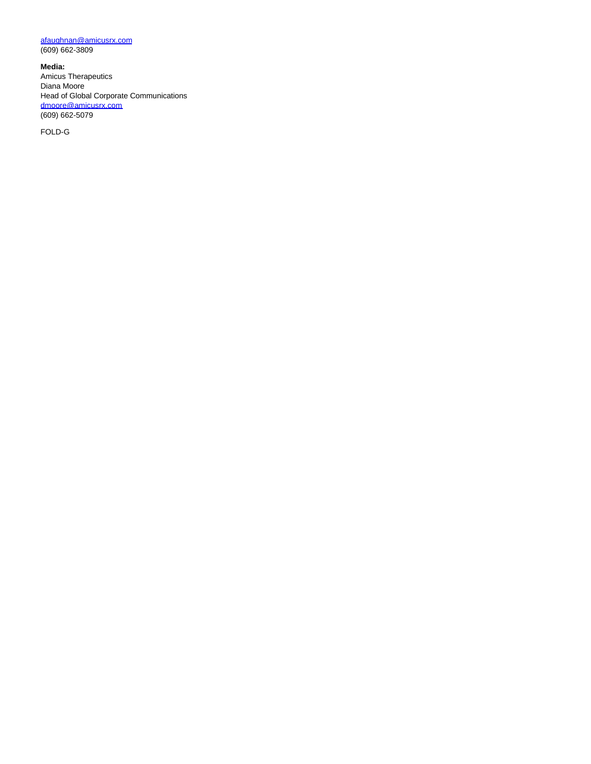afaughnan@amicusrx.com
(609) 662-3809

**Media:**
Amicus Therapeutics
Diana Moore
Head of Global Corporate Communications
dmoore@amicusrx.com
(609) 662-5079

FOLD-G